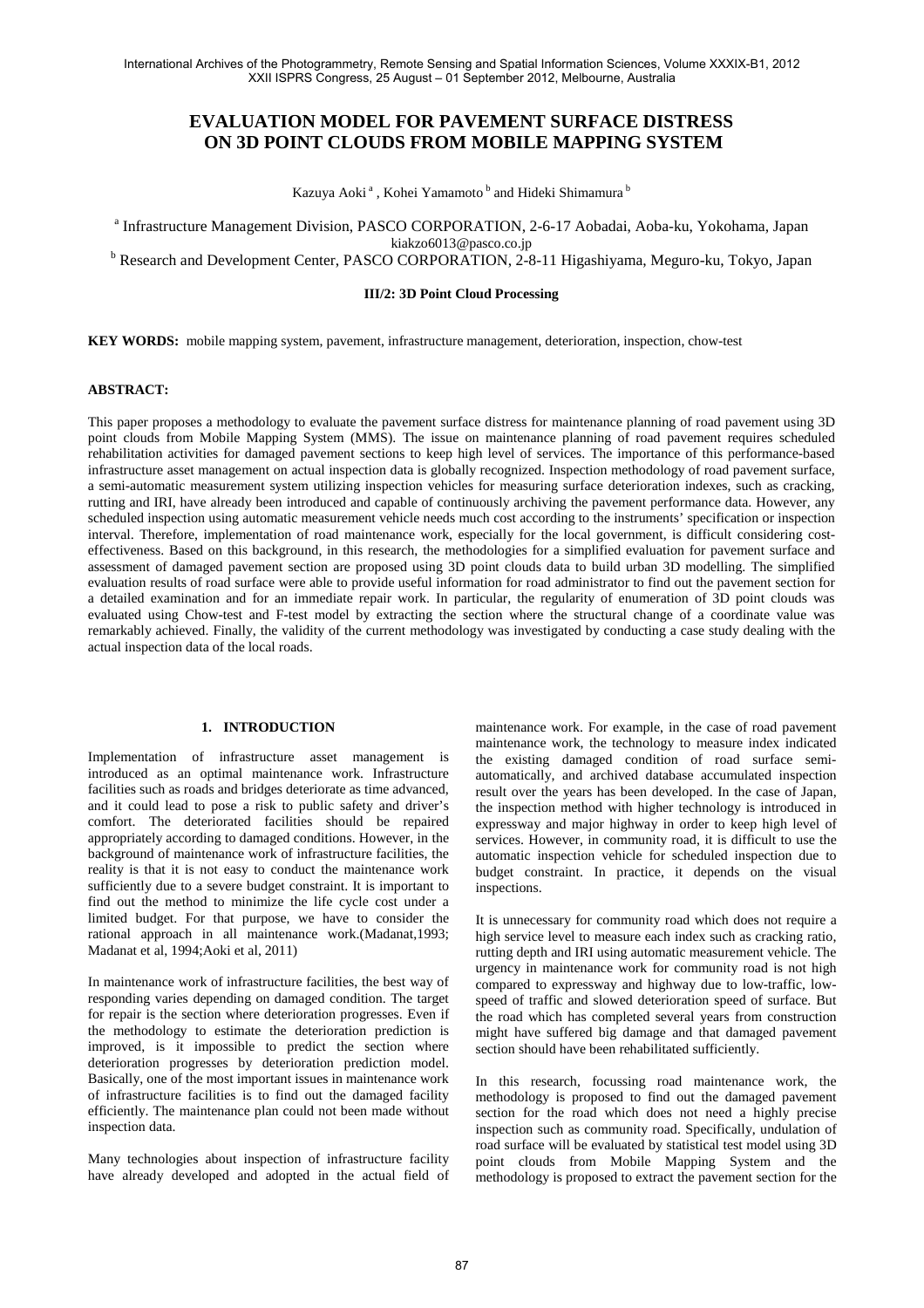# EVALUATION MODEL FOR PAVEMENT SURFACE DISTRESS ON 3D POINT CLOUDS FROM MOBILE MAPPING SYSTEM

Kazuya Aoki [a], Kohei Yamamoto [b] and Hideki Shimamura [b]

[a] Infrastructure Management Division, PASCO CORPORATION, 2-6-17 Aobadai, Aoba-ku, Yokohama, Japan
kiakzo6013@pasco.co.jp

[b] Research and Development Center, PASCO CORPORATION, 2-8-11 Higashiyama, Meguro-ku, Tokyo, Japan

**III/2: 3D Point Cloud Processing**

**KEY WORDS:** mobile mapping system, pavement, infrastructure management, deterioration, inspection, chow-test

## ABSTRACT:

This paper proposes a methodology to evaluate the pavement surface distress for maintenance planning of road pavement using 3D point clouds from Mobile Mapping System (MMS). The issue on maintenance planning of road pavement requires scheduled rehabilitation activities for damaged pavement sections to keep high level of services. The importance of this performance-based infrastructure asset management on actual inspection data is globally recognized. Inspection methodology of road pavement surface, a semi-automatic measurement system utilizing inspection vehicles for measuring surface deterioration indexes, such as cracking, rutting and IRI, have already been introduced and capable of continuously archiving the pavement performance data. However, any scheduled inspection using automatic measurement vehicle needs much cost according to the instruments' specification or inspection interval. Therefore, implementation of road maintenance work, especially for the local government, is difficult considering cost-effectiveness. Based on this background, in this research, the methodologies for a simplified evaluation for pavement surface and assessment of damaged pavement section are proposed using 3D point clouds data to build urban 3D modelling. The simplified evaluation results of road surface were able to provide useful information for road administrator to find out the pavement section for a detailed examination and for an immediate repair work. In particular, the regularity of enumeration of 3D point clouds was evaluated using Chow-test and F-test model by extracting the section where the structural change of a coordinate value was remarkably achieved. Finally, the validity of the current methodology was investigated by conducting a case study dealing with the actual inspection data of the local roads.

## 1. INTRODUCTION

Implementation of infrastructure asset management is introduced as an optimal maintenance work. Infrastructure facilities such as roads and bridges deteriorate as time advanced, and it could lead to pose a risk to public safety and driver's comfort. The deteriorated facilities should be repaired appropriately according to damaged conditions. However, in the background of maintenance work of infrastructure facilities, the reality is that it is not easy to conduct the maintenance work sufficiently due to a severe budget constraint. It is important to find out the method to minimize the life cycle cost under a limited budget. For that purpose, we have to consider the rational approach in all maintenance work.(Madanat,1993; Madanat et al, 1994;Aoki et al, 2011)

In maintenance work of infrastructure facilities, the best way of responding varies depending on damaged condition. The target for repair is the section where deterioration progresses. Even if the methodology to estimate the deterioration prediction is improved, is it impossible to predict the section where deterioration progresses by deterioration prediction model. Basically, one of the most important issues in maintenance work of infrastructure facilities is to find out the damaged facility efficiently. The maintenance plan could not been made without inspection data.

Many technologies about inspection of infrastructure facility have already developed and adopted in the actual field of maintenance work. For example, in the case of road pavement maintenance work, the technology to measure index indicated the existing damaged condition of road surface semi-automatically, and archived database accumulated inspection result over the years has been developed. In the case of Japan, the inspection method with higher technology is introduced in expressway and major highway in order to keep high level of services. However, in community road, it is difficult to use the automatic inspection vehicle for scheduled inspection due to budget constraint. In practice, it depends on the visual inspections.

It is unnecessary for community road which does not require a high service level to measure each index such as cracking ratio, rutting depth and IRI using automatic measurement vehicle. The urgency in maintenance work for community road is not high compared to expressway and highway due to low-traffic, low-speed of traffic and slowed deterioration speed of surface. But the road which has completed several years from construction might have suffered big damage and that damaged pavement section should have been rehabilitated sufficiently.

In this research, focussing road maintenance work, the methodology is proposed to find out the damaged pavement section for the road which does not need a highly precise inspection such as community road. Specifically, undulation of road surface will be evaluated by statistical test model using 3D point clouds from Mobile Mapping System and the methodology is proposed to extract the pavement section for the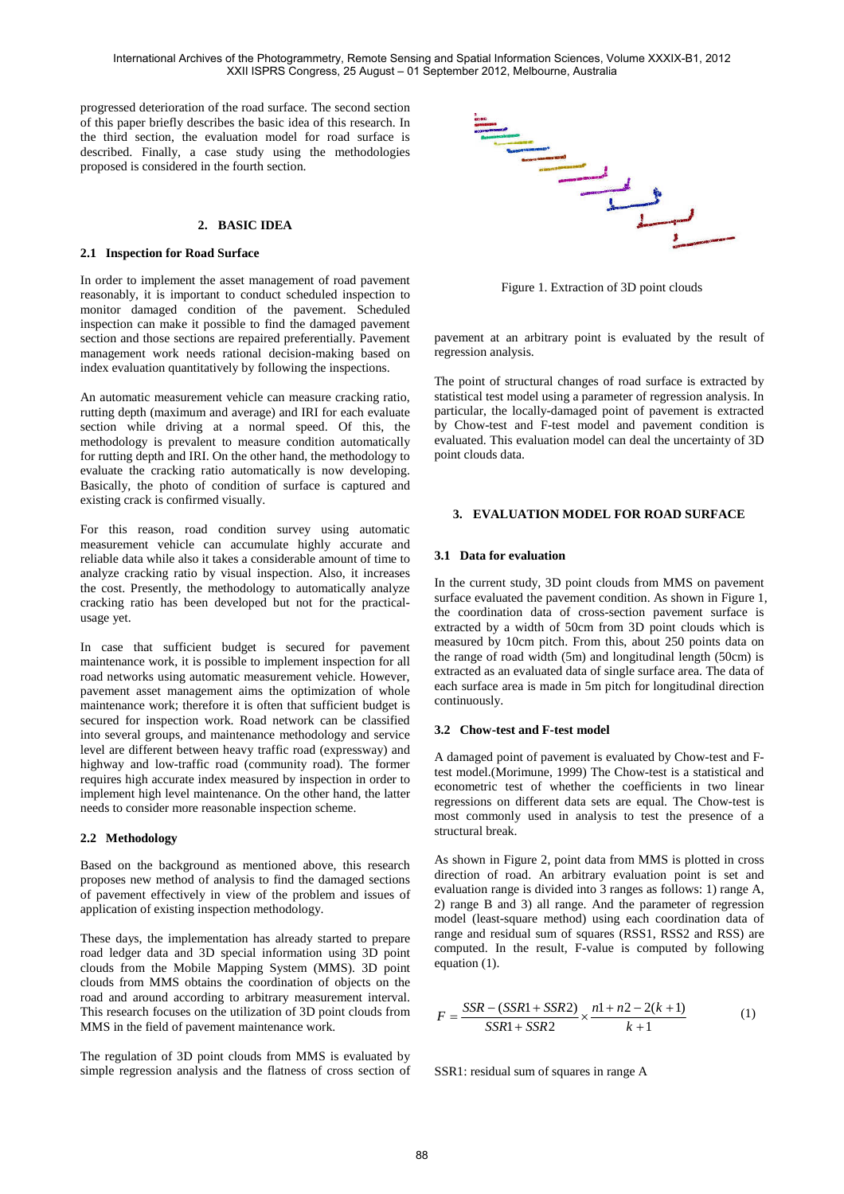progressed deterioration of the road surface. The second section of this paper briefly describes the basic idea of this research. In the third section, the evaluation model for road surface is described. Finally, a case study using the methodologies proposed is considered in the fourth section.

## 2. BASIC IDEA

### 2.1 Inspection for Road Surface

In order to implement the asset management of road pavement reasonably, it is important to conduct scheduled inspection to monitor damaged condition of the pavement. Scheduled inspection can make it possible to find the damaged pavement section and those sections are repaired preferentially. Pavement management work needs rational decision-making based on index evaluation quantitatively by following the inspections.

An automatic measurement vehicle can measure cracking ratio, rutting depth (maximum and average) and IRI for each evaluate section while driving at a normal speed. Of this, the methodology is prevalent to measure condition automatically for rutting depth and IRI. On the other hand, the methodology to evaluate the cracking ratio automatically is now developing. Basically, the photo of condition of surface is captured and existing crack is confirmed visually.

For this reason, road condition survey using automatic measurement vehicle can accumulate highly accurate and reliable data while also it takes a considerable amount of time to analyze cracking ratio by visual inspection. Also, it increases the cost. Presently, the methodology to automatically analyze cracking ratio has been developed but not for the practical-usage yet.

In case that sufficient budget is secured for pavement maintenance work, it is possible to implement inspection for all road networks using automatic measurement vehicle. However, pavement asset management aims the optimization of whole maintenance work; therefore it is often that sufficient budget is secured for inspection work. Road network can be classified into several groups, and maintenance methodology and service level are different between heavy traffic road (expressway) and highway and low-traffic road (community road). The former requires high accurate index measured by inspection in order to implement high level maintenance. On the other hand, the latter needs to consider more reasonable inspection scheme.

### 2.2 Methodology

Based on the background as mentioned above, this research proposes new method of analysis to find the damaged sections of pavement effectively in view of the problem and issues of application of existing inspection methodology.

These days, the implementation has already started to prepare road ledger data and 3D special information using 3D point clouds from the Mobile Mapping System (MMS). 3D point clouds from MMS obtains the coordination of objects on the road and around according to arbitrary measurement interval. This research focuses on the utilization of 3D point clouds from MMS in the field of pavement maintenance work.

The regulation of 3D point clouds from MMS is evaluated by simple regression analysis and the flatness of cross section of pavement at an arbitrary point is evaluated by the result of regression analysis.

Figure 1. Extraction of 3D point clouds

The point of structural changes of road surface is extracted by statistical test model using a parameter of regression analysis. In particular, the locally-damaged point of pavement is extracted by Chow-test and F-test model and pavement condition is evaluated. This evaluation model can deal the uncertainty of 3D point clouds data.

## 3. EVALUATION MODEL FOR ROAD SURFACE

### 3.1 Data for evaluation

In the current study, 3D point clouds from MMS on pavement surface evaluated the pavement condition. As shown in Figure 1, the coordination data of cross-section pavement surface is extracted by a width of 50cm from 3D point clouds which is measured by 10cm pitch. From this, about 250 points data on the range of road width (5m) and longitudinal length (50cm) is extracted as an evaluated data of single surface area. The data of each surface area is made in 5m pitch for longitudinal direction continuously.

### 3.2 Chow-test and F-test model

A damaged point of pavement is evaluated by Chow-test and F-test model.(Morimune, 1999) The Chow-test is a statistical and econometric test of whether the coefficients in two linear regressions on different data sets are equal. The Chow-test is most commonly used in analysis to test the presence of a structural break.

As shown in Figure 2, point data from MMS is plotted in cross direction of road. An arbitrary evaluation point is set and evaluation range is divided into 3 ranges as follows: 1) range A, 2) range B and 3) all range. And the parameter of regression model (least-square method) using each coordination data of range and residual sum of squares (RSS1, RSS2 and RSS) are computed. In the result, F-value is computed by following equation (1).

$$F = \frac{SSR - (SSR1 + SSR2)}{SSR1 + SSR2} \times \frac{n1 + n2 - 2(k+1)}{k+1} \qquad (1)$$

SSR1: residual sum of squares in range A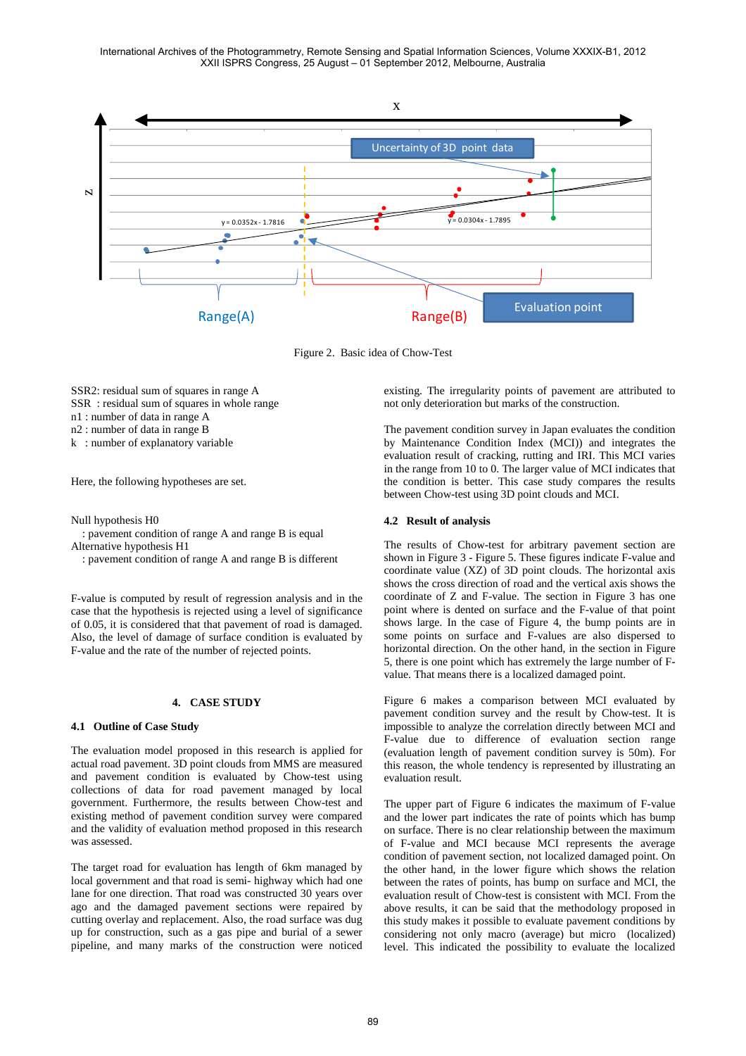X

Z

Uncertainty of 3D point data

y = 0.0352x - 1.7816

y = 0.0304x - 1.7895

Range(A)

Range(B)

Evaluation point

Figure 2. Basic idea of Chow-Test

SSR2: residual sum of squares in range A
SSR : residual sum of squares in whole range
n1 : number of data in range A
n2 : number of data in range B
k : number of explanatory variable

Here, the following hypotheses are set.

Null hypothesis H0
: pavement condition of range A and range B is equal
Alternative hypothesis H1
: pavement condition of range A and range B is different

F-value is computed by result of regression analysis and in the case that the hypothesis is rejected using a level of significance of 0.05, it is considered that that pavement of road is damaged. Also, the level of damage of surface condition is evaluated by F-value and the rate of the number of rejected points.

## 4. CASE STUDY

### 4.1 Outline of Case Study

The evaluation model proposed in this research is applied for actual road pavement. 3D point clouds from MMS are measured and pavement condition is evaluated by Chow-test using collections of data for road pavement managed by local government. Furthermore, the results between Chow-test and existing method of pavement condition survey were compared and the validity of evaluation method proposed in this research was assessed.

The target road for evaluation has length of 6km managed by local government and that road is semi- highway which had one lane for one direction. That road was constructed 30 years over ago and the damaged pavement sections were repaired by cutting overlay and replacement. Also, the road surface was dug up for construction, such as a gas pipe and burial of a sewer pipeline, and many marks of the construction were noticed existing. The irregularity points of pavement are attributed to not only deterioration but marks of the construction.

The pavement condition survey in Japan evaluates the condition by Maintenance Condition Index (MCI)) and integrates the evaluation result of cracking, rutting and IRI. This MCI varies in the range from 10 to 0. The larger value of MCI indicates that the condition is better. This case study compares the results between Chow-test using 3D point clouds and MCI.

### 4.2 Result of analysis

The results of Chow-test for arbitrary pavement section are shown in Figure 3 - Figure 5. These figures indicate F-value and coordinate value (XZ) of 3D point clouds. The horizontal axis shows the cross direction of road and the vertical axis shows the coordinate of Z and F-value. The section in Figure 3 has one point where is dented on surface and the F-value of that point shows large. In the case of Figure 4, the bump points are in some points on surface and F-values are also dispersed to horizontal direction. On the other hand, in the section in Figure 5, there is one point which has extremely the large number of F-value. That means there is a localized damaged point.

Figure 6 makes a comparison between MCI evaluated by pavement condition survey and the result by Chow-test. It is impossible to analyze the correlation directly between MCI and F-value due to difference of evaluation section range (evaluation length of pavement condition survey is 50m). For this reason, the whole tendency is represented by illustrating an evaluation result.

The upper part of Figure 6 indicates the maximum of F-value and the lower part indicates the rate of points which has bump on surface. There is no clear relationship between the maximum of F-value and MCI because MCI represents the average condition of pavement section, not localized damaged point. On the other hand, in the lower figure which shows the relation between the rates of points, has bump on surface and MCI, the evaluation result of Chow-test is consistent with MCI. From the above results, it can be said that the methodology proposed in this study makes it possible to evaluate pavement conditions by considering not only macro (average) but micro (localized) level. This indicated the possibility to evaluate the localized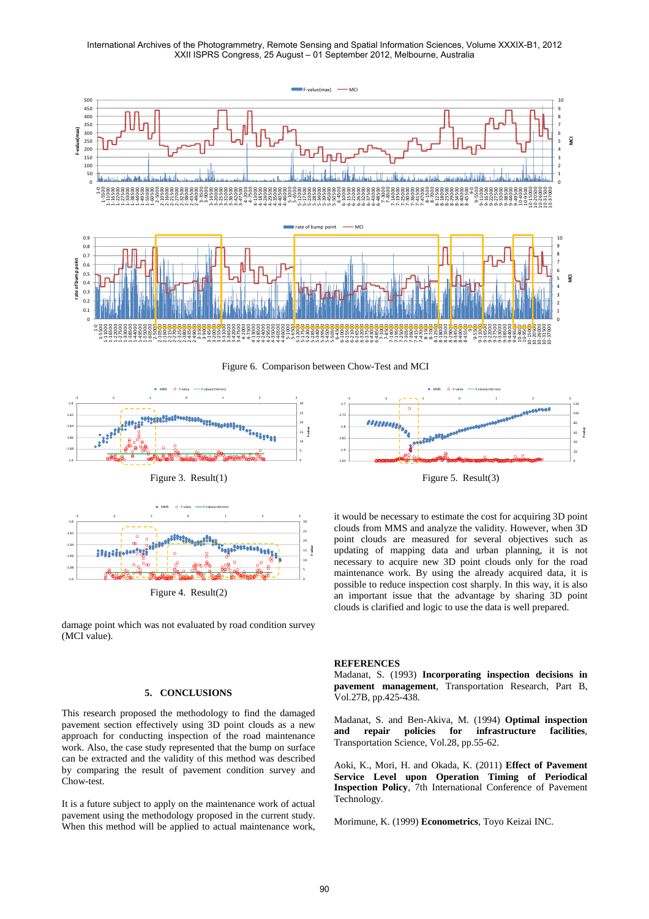F-value(max) — MCI

F-value(max)

MCI

rate of bump point — MCI

rate of bump point

MCI

Figure 6. Comparison between Chow-Test and MCI

MMS F-value F-value(criterion)

Figure 3. Result(1)

MMS F-value F-value(criterion)

Figure 5. Result(3)

MMS F-value F-value(criterion)

Figure 4. Result(2)

damage point which was not evaluated by road condition survey (MCI value).

## 5. CONCLUSIONS

This research proposed the methodology to find the damaged pavement section effectively using 3D point clouds as a new approach for conducting inspection of the road maintenance work. Also, the case study represented that the bump on surface can be extracted and the validity of this method was described by comparing the result of pavement condition survey and Chow-test.

It is a future subject to apply on the maintenance work of actual pavement using the methodology proposed in the current study. When this method will be applied to actual maintenance work, it would be necessary to estimate the cost for acquiring 3D point clouds from MMS and analyze the validity. However, when 3D point clouds are measured for several objectives such as updating of mapping data and urban planning, it is not necessary to acquire new 3D point clouds only for the road maintenance work. By using the already acquired data, it is possible to reduce inspection cost sharply. In this way, it is also an important issue that the advantage by sharing 3D point clouds is clarified and logic to use the data is well prepared.

## REFERENCES

Madanat, S. (1993) **Incorporating inspection decisions in pavement management**, Transportation Research, Part B, Vol.27B, pp.425-438.

Madanat, S. and Ben-Akiva, M. (1994) **Optimal inspection and repair policies for infrastructure facilities**, Transportation Science, Vol.28, pp.55-62.

Aoki, K., Mori, H. and Okada, K. (2011) **Effect of Pavement Service Level upon Operation Timing of Periodical Inspection Policy**, 7th International Conference of Pavement Technology.

Morimune, K. (1999) **Econometrics**, Toyo Keizai INC.